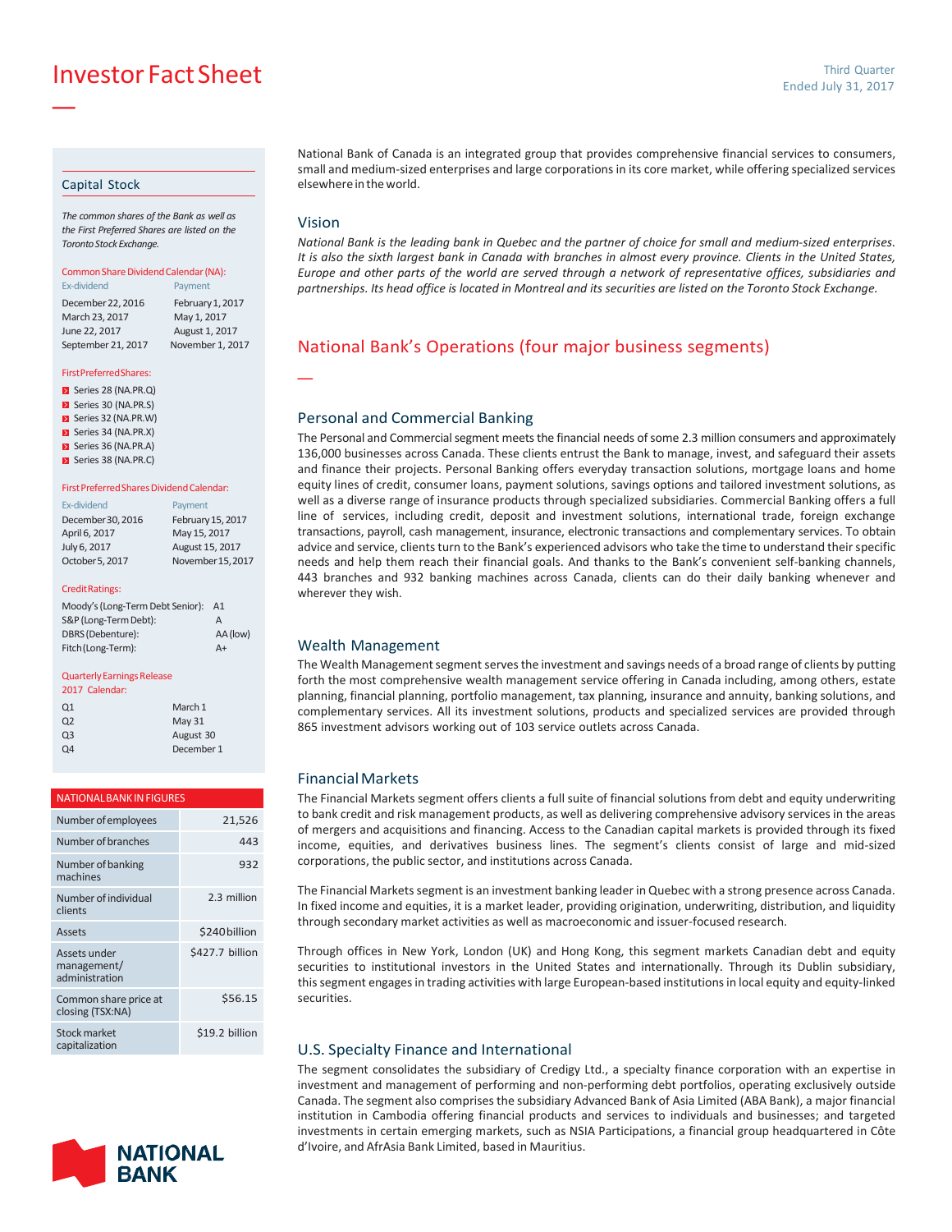# Investor Fact Sheet

Third Quarter
Ended July 31, 2017

## Capital Stock

*The common shares of the Bank as well as the First Preferred Shares are listed on the Toronto Stock Exchange.*

**Common Share Dividend Calendar (NA):**

| Ex-dividend | Payment |
|---|---|
| December 22, 2016 | February 1, 2017 |
| March 23, 2017 | May 1, 2017 |
| June 22, 2017 | August 1, 2017 |
| September 21, 2017 | November 1, 2017 |

**First Preferred Shares:**

- Series 28 (NA.PR.Q)
- Series 30 (NA.PR.S)
- Series 32 (NA.PR.W)
- Series 34 (NA.PR.X)
- Series 36 (NA.PR.A)
- Series 38 (NA.PR.C)

**First Preferred Shares Dividend Calendar:**

| Ex-dividend | Payment |
|---|---|
| December 30, 2016 | February 15, 2017 |
| April 6, 2017 | May 15, 2017 |
| July 6, 2017 | August 15, 2017 |
| October 5, 2017 | November 15, 2017 |

**Credit Ratings:**

| | |
|---|---|
| Moody's (Long-Term Debt Senior): | A1 |
| S&P (Long-Term Debt): | A |
| DBRS (Debenture): | AA (low) |
| Fitch (Long-Term): | A+ |

**Quarterly Earnings Release 2017 Calendar:**

| | |
|---|---|
| Q1 | March 1 |
| Q2 | May 31 |
| Q3 | August 30 |
| Q4 | December 1 |

**NATIONAL BANK IN FIGURES**

| | |
|---|---|
| Number of employees | 21,526 |
| Number of branches | 443 |
| Number of banking machines | 932 |
| Number of individual clients | 2.3 million |
| Assets | $240 billion |
| Assets under management/ administration | $427.7 billion |
| Common share price at closing (TSX:NA) | $56.15 |
| Stock market capitalization | $19.2 billion |

National Bank of Canada is an integrated group that provides comprehensive financial services to consumers, small and medium-sized enterprises and large corporations in its core market, while offering specialized services elsewhere in the world.

## Vision

*National Bank is the leading bank in Quebec and the partner of choice for small and medium-sized enterprises. It is also the sixth largest bank in Canada with branches in almost every province. Clients in the United States, Europe and other parts of the world are served through a network of representative offices, subsidiaries and partnerships. Its head office is located in Montreal and its securities are listed on the Toronto Stock Exchange.*

## National Bank's Operations (four major business segments)

### Personal and Commercial Banking

The Personal and Commercial segment meets the financial needs of some 2.3 million consumers and approximately 136,000 businesses across Canada. These clients entrust the Bank to manage, invest, and safeguard their assets and finance their projects. Personal Banking offers everyday transaction solutions, mortgage loans and home equity lines of credit, consumer loans, payment solutions, savings options and tailored investment solutions, as well as a diverse range of insurance products through specialized subsidiaries. Commercial Banking offers a full line of services, including credit, deposit and investment solutions, international trade, foreign exchange transactions, payroll, cash management, insurance, electronic transactions and complementary services. To obtain advice and service, clients turn to the Bank's experienced advisors who take the time to understand their specific needs and help them reach their financial goals. And thanks to the Bank's convenient self-banking channels, 443 branches and 932 banking machines across Canada, clients can do their daily banking whenever and wherever they wish.

### Wealth Management

The Wealth Management segment serves the investment and savings needs of a broad range of clients by putting forth the most comprehensive wealth management service offering in Canada including, among others, estate planning, financial planning, portfolio management, tax planning, insurance and annuity, banking solutions, and complementary services. All its investment solutions, products and specialized services are provided through 865 investment advisors working out of 103 service outlets across Canada.

### Financial Markets

The Financial Markets segment offers clients a full suite of financial solutions from debt and equity underwriting to bank credit and risk management products, as well as delivering comprehensive advisory services in the areas of mergers and acquisitions and financing. Access to the Canadian capital markets is provided through its fixed income, equities, and derivatives business lines. The segment's clients consist of large and mid-sized corporations, the public sector, and institutions across Canada.

The Financial Markets segment is an investment banking leader in Quebec with a strong presence across Canada. In fixed income and equities, it is a market leader, providing origination, underwriting, distribution, and liquidity through secondary market activities as well as macroeconomic and issuer-focused research.

Through offices in New York, London (UK) and Hong Kong, this segment markets Canadian debt and equity securities to institutional investors in the United States and internationally. Through its Dublin subsidiary, this segment engages in trading activities with large European-based institutions in local equity and equity-linked securities.

### U.S. Specialty Finance and International

The segment consolidates the subsidiary of Credigy Ltd., a specialty finance corporation with an expertise in investment and management of performing and non-performing debt portfolios, operating exclusively outside Canada. The segment also comprises the subsidiary Advanced Bank of Asia Limited (ABA Bank), a major financial institution in Cambodia offering financial products and services to individuals and businesses; and targeted investments in certain emerging markets, such as NSIA Participations, a financial group headquartered in Côte d'Ivoire, and AfrAsia Bank Limited, based in Mauritius.

NATIONAL BANK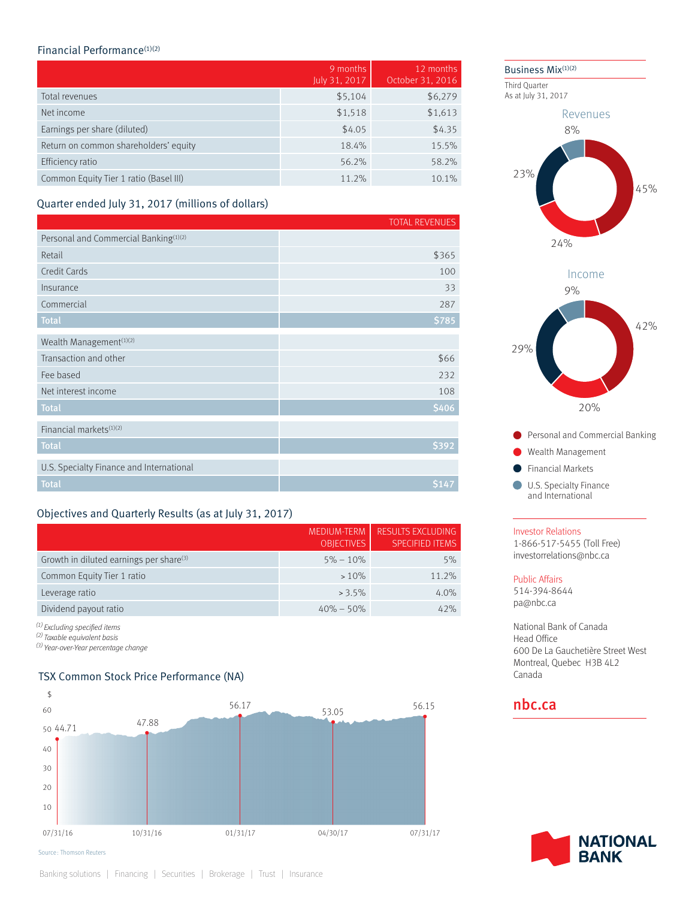## Financial Performance[1][2]

| | 9 months July 31, 2017 | 12 months October 31, 2016 |
|---|---|---|
| Total revenues | $5,104 | $6,279 |
| Net income | $1,518 | $1,613 |
| Earnings per share (diluted) | $4.05 | $4.35 |
| Return on common shareholders' equity | 18.4% | 15.5% |
| Efficiency ratio | 56.2% | 58.2% |
| Common Equity Tier 1 ratio (Basel III) | 11.2% | 10.1% |

## Quarter ended July 31, 2017 (millions of dollars)

| | TOTAL REVENUES |
|---|---|
| **Personal and Commercial Banking[1][2]** | |
| Retail | $365 |
| Credit Cards | 100 |
| Insurance | 33 |
| Commercial | 287 |
| **Total** | **$785** |
| **Wealth Management[1][2]** | |
| Transaction and other | $66 |
| Fee based | 232 |
| Net interest income | 108 |
| **Total** | **$406** |
| **Financial markets[1][2]** | |
| **Total** | **$392** |
| **U.S. Specialty Finance and International** | |
| **Total** | **$147** |

## Objectives and Quarterly Results (as at July 31, 2017)

| | MEDIUM-TERM OBJECTIVES | RESULTS EXCLUDING SPECIFIED ITEMS |
|---|---|---|
| Growth in diluted earnings per share[3] | 5% – 10% | 5% |
| Common Equity Tier 1 ratio | > 10% | 11.2% |
| Leverage ratio | > 3.5% | 4.0% |
| Dividend payout ratio | 40% – 50% | 42% |

*(1) Excluding specified items*
*(2) Taxable equivalent basis*
*(3) Year-over-Year percentage change*

## TSX Common Stock Price Performance (NA)

$
60
50
40
30
20
10
44.71
47.88
56.17
53.05
56.15
07/31/16
10/31/16
01/31/17
04/30/17
07/31/17

Source: Thomson Reuters

## Business Mix[1][2]

Third Quarter
As at July 31, 2017

Revenues
45%
24%
23%
8%

Income
42%
20%
29%
9%

- Personal and Commercial Banking
- Wealth Management
- Financial Markets
- U.S. Specialty Finance and International

**Investor Relations**
1-866-517-5455 (Toll Free)
investorrelations@nbc.ca

**Public Affairs**
514-394-8644
pa@nbc.ca

National Bank of Canada
Head Office
600 De La Gauchetière Street West
Montreal, Quebec H3B 4L2
Canada

**nbc.ca**

NATIONAL BANK

Banking solutions | Financing | Securities | Brokerage | Trust | Insurance